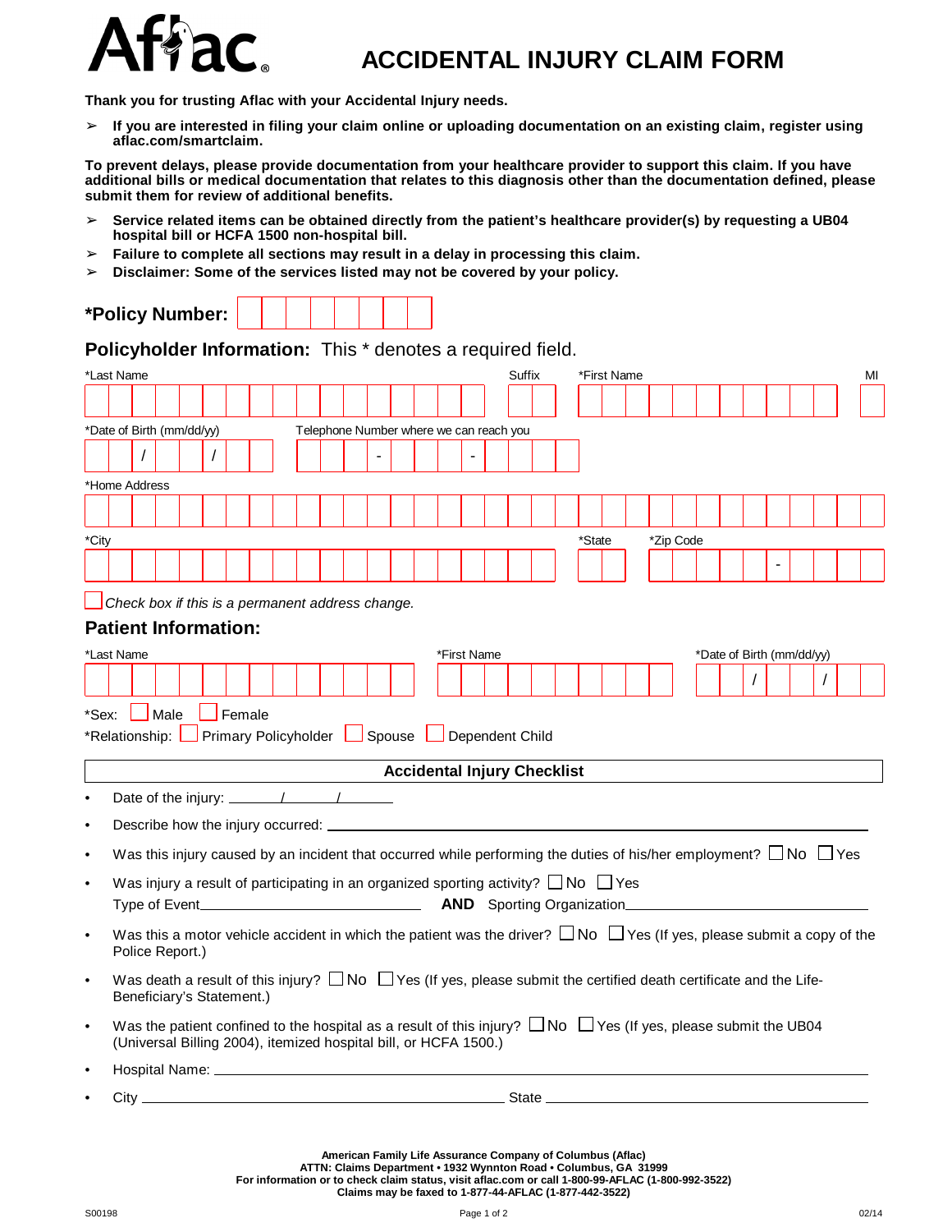# Aflac ACCIDENTAL INJURY CLAIM FORM

**Thank you for trusting Aflac with your Accidental Injury needs.**

- **If you are interested in filing your claim online or uploading documentation on an existing claim, register using aflac.com/smartclaim.**

**To prevent delays, please provide documentation from your healthcare provider to support this claim. If you have additional bills or medical documentation that relates to this diagnosis other than the documentation defined, please submit them for review of additional benefits.**

- **Service related items can be obtained directly from the patient's healthcare provider(s) by requesting a UB04 hospital bill or HCFA 1500 non-hospital bill.**
- **Failure to complete all sections may result in a delay in processing this claim.**
- **Disclaimer: Some of the services listed may not be covered by your policy.**

**\*Policy Number:** ____________

## Policyholder Information: This * denotes a required field.

*Last Name ____________ Suffix ____ *First Name ____________ MI ____

*Date of Birth (mm/dd/yy) ___/___/___ Telephone Number where we can reach you ___-___-____

*Home Address ____________

*City ____________ *State ____ *Zip Code _____-____

☐ *Check box if this is a permanent address change.*

## Patient Information:

*Last Name ____________ *First Name ____________ *Date of Birth (mm/dd/yy) ___/___/___

*Sex: ☐ Male ☐ Female

*Relationship: ☐ Primary Policyholder ☐ Spouse ☐ Dependent Child

## Accidental Injury Checklist

- Date of the injury: ______/______/______
- Describe how the injury occurred: ____________
- Was this injury caused by an incident that occurred while performing the duties of his/her employment? ☐ No ☐ Yes
- Was injury a result of participating in an organized sporting activity? ☐ No ☐ Yes
  Type of Event____________ **AND** Sporting Organization____________
- Was this a motor vehicle accident in which the patient was the driver? ☐ No ☐ Yes (If yes, please submit a copy of the Police Report.)
- Was death a result of this injury? ☐ No ☐ Yes (If yes, please submit the certified death certificate and the Life-Beneficiary's Statement.)
- Was the patient confined to the hospital as a result of this injury? ☐ No ☐ Yes (If yes, please submit the UB04 (Universal Billing 2004), itemized hospital bill, or HCFA 1500.)
- Hospital Name: ____________
- City ____________ State ____________

**American Family Life Assurance Company of Columbus (Aflac)**
**ATTN: Claims Department • 1932 Wynnton Road • Columbus, GA 31999**
**For information or to check claim status, visit aflac.com or call 1-800-99-AFLAC (1-800-992-3522)**
**Claims may be faxed to 1-877-44-AFLAC (1-877-442-3522)**

S00198 02/14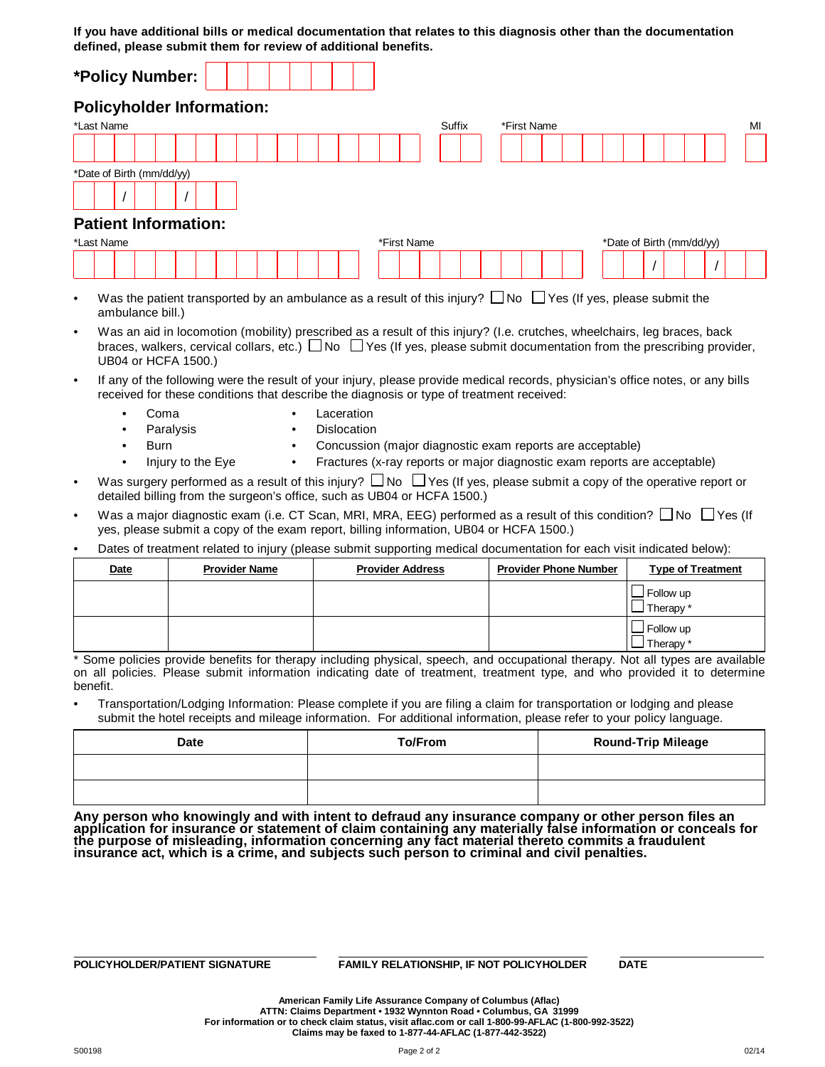**If you have additional bills or medical documentation that relates to this diagnosis other than the documentation defined, please submit them for review of additional benefits.**

## *Policy Number:

## Policyholder Information:

*Last Name | Suffix | *First Name | MI

*Date of Birth (mm/dd/yy) __ / __ / __

## Patient Information:

*Last Name | *First Name | *Date of Birth (mm/dd/yy) __ / __ / __

- Was the patient transported by an ambulance as a result of this injury? ☐ No ☐ Yes (If yes, please submit the ambulance bill.)
- Was an aid in locomotion (mobility) prescribed as a result of this injury? (I.e. crutches, wheelchairs, leg braces, back braces, walkers, cervical collars, etc.) ☐ No ☐ Yes (If yes, please submit documentation from the prescribing provider, UB04 or HCFA 1500.)
- If any of the following were the result of your injury, please provide medical records, physician's office notes, or any bills received for these conditions that describe the diagnosis or type of treatment received:
  - Coma
  - Paralysis
  - Burn
  - Injury to the Eye
  - Laceration
  - Dislocation
  - Concussion (major diagnostic exam reports are acceptable)
  - Fractures (x-ray reports or major diagnostic exam reports are acceptable)
- Was surgery performed as a result of this injury? ☐ No ☐ Yes (If yes, please submit a copy of the operative report or detailed billing from the surgeon's office, such as UB04 or HCFA 1500.)
- Was a major diagnostic exam (i.e. CT Scan, MRI, MRA, EEG) performed as a result of this condition? ☐ No ☐ Yes (If yes, please submit a copy of the exam report, billing information, UB04 or HCFA 1500.)
- Dates of treatment related to injury (please submit supporting medical documentation for each visit indicated below):

| Date | Provider Name | Provider Address | Provider Phone Number | Type of Treatment |
|---|---|---|---|---|
| | | | | ☐ Follow up ☐ Therapy * |
| | | | | ☐ Follow up ☐ Therapy * |

* Some policies provide benefits for therapy including physical, speech, and occupational therapy. Not all types are available on all policies. Please submit information indicating date of treatment, treatment type, and who provided it to determine benefit.

- Transportation/Lodging Information: Please complete if you are filing a claim for transportation or lodging and please submit the hotel receipts and mileage information. For additional information, please refer to your policy language.

| Date | To/From | Round-Trip Mileage |
|---|---|---|
| | | |
| | | |

**Any person who knowingly and with intent to defraud any insurance company or other person files an application for insurance or statement of claim containing any materially false information or conceals for the purpose of misleading, information concerning any fact material thereto commits a fraudulent insurance act, which is a crime, and subjects such person to criminal and civil penalties.**

**POLICYHOLDER/PATIENT SIGNATURE** | **FAMILY RELATIONSHIP, IF NOT POLICYHOLDER** | **DATE**

**American Family Life Assurance Company of Columbus (Aflac)**
**ATTN: Claims Department • 1932 Wynnton Road • Columbus, GA 31999**
**For information or to check claim status, visit aflac.com or call 1-800-99-AFLAC (1-800-992-3522)**
**Claims may be faxed to 1-877-44-AFLAC (1-877-442-3522)**

S00198 02/14